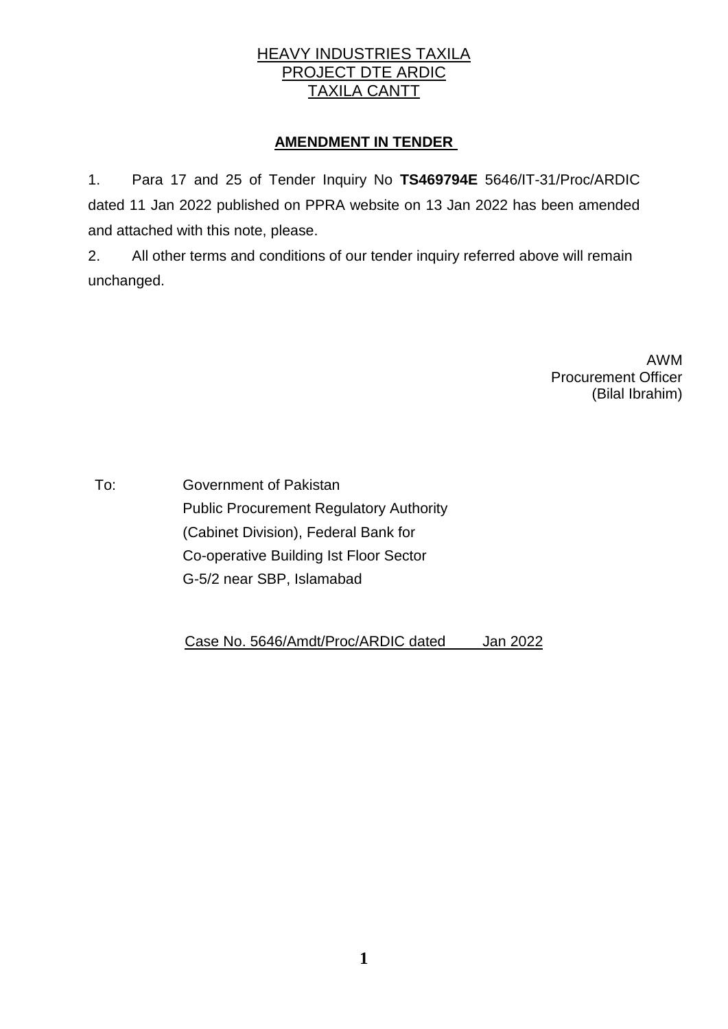HEAVY INDUSTRIES TAXILA
PROJECT DTE ARDIC
TAXILA CANTT

**AMENDMENT IN TENDER**

1. Para 17 and 25 of Tender Inquiry No **TS469794E** 5646/IT-31/Proc/ARDIC dated 11 Jan 2022 published on PPRA website on 13 Jan 2022 has been amended and attached with this note, please.

2. All other terms and conditions of our tender inquiry referred above will remain unchanged.

AWM
Procurement Officer
(Bilal Ibrahim)

To: Government of Pakistan
Public Procurement Regulatory Authority
(Cabinet Division), Federal Bank for
Co-operative Building Ist Floor Sector
G-5/2 near SBP, Islamabad

Case No. 5646/Amdt/Proc/ARDIC dated Jan 2022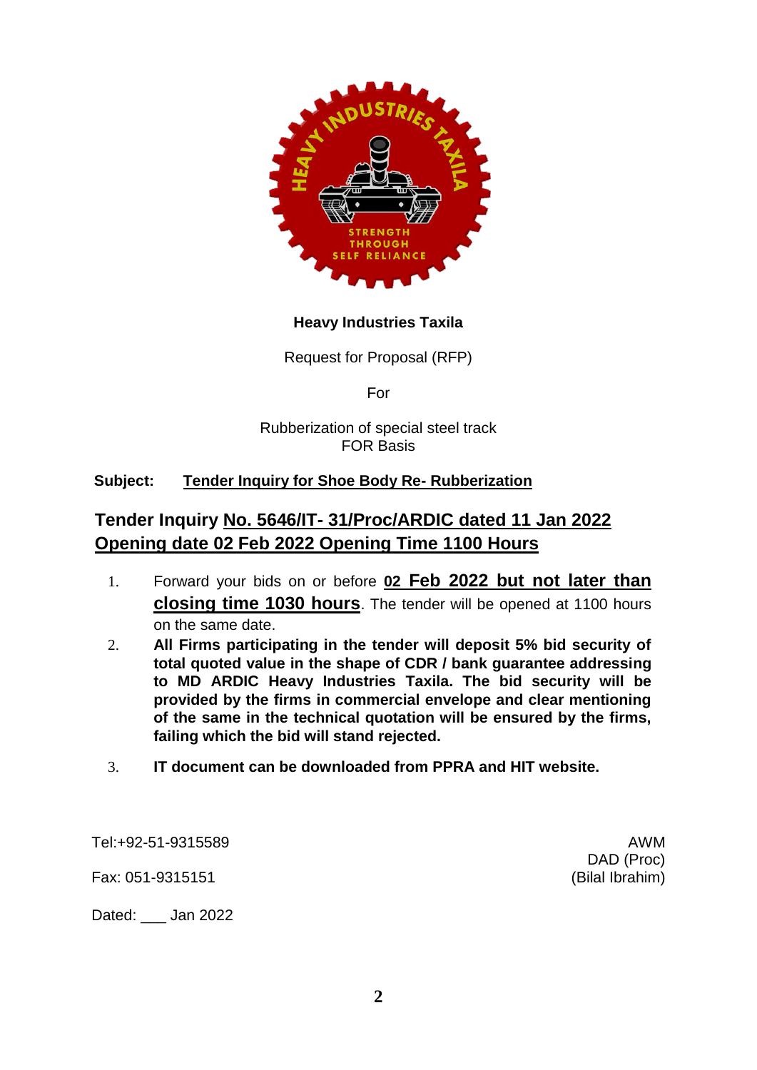**Heavy Industries Taxila**

Request for Proposal (RFP)

For

Rubberization of special steel track
FOR Basis

**Subject:** **<u>Tender Inquiry for Shoe Body Re- Rubberization</u>**

## Tender Inquiry <u>No. 5646/IT- 31/Proc/ARDIC dated 11 Jan 2022</u> <u>Opening date 02 Feb 2022 Opening Time 1100 Hours</u>

1. Forward your bids on or before **<u>02 Feb 2022 but not later than closing time 1030 hours</u>**. The tender will be opened at 1100 hours on the same date.
2. **All Firms participating in the tender will deposit 5% bid security of total quoted value in the shape of CDR / bank guarantee addressing to MD ARDIC Heavy Industries Taxila. The bid security will be provided by the firms in commercial envelope and clear mentioning of the same in the technical quotation will be ensured by the firms, failing which the bid will stand rejected.**
3. **IT document can be downloaded from PPRA and HIT website.**

Tel:+92-51-9315589

Fax: 051-9315151

Dated: ___ Jan 2022

AWM
DAD (Proc)
(Bilal Ibrahim)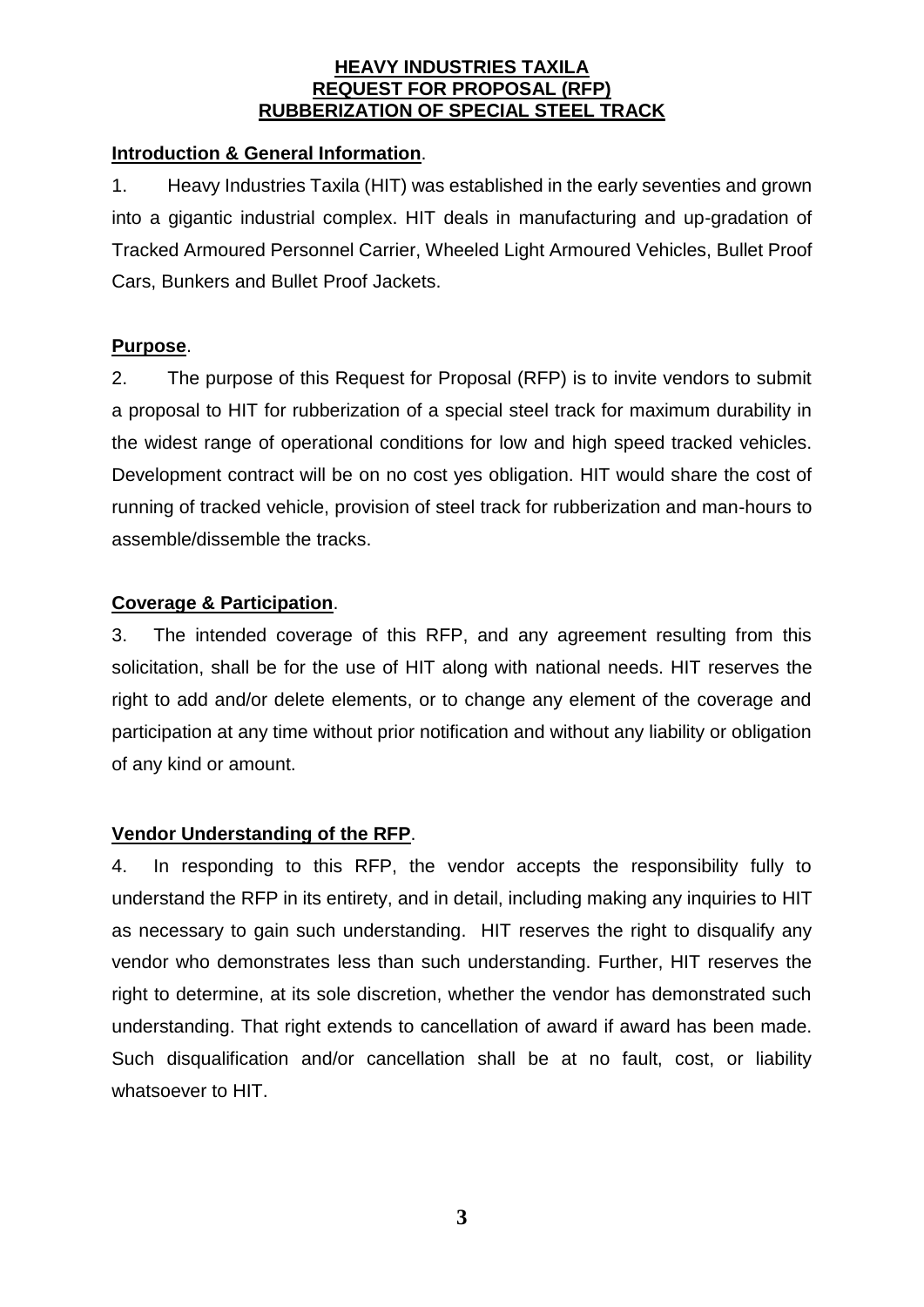**HEAVY INDUSTRIES TAXILA**
**REQUEST FOR PROPOSAL (RFP)**
**RUBBERIZATION OF SPECIAL STEEL TRACK**

**Introduction & General Information**.

1. Heavy Industries Taxila (HIT) was established in the early seventies and grown into a gigantic industrial complex. HIT deals in manufacturing and up-gradation of Tracked Armoured Personnel Carrier, Wheeled Light Armoured Vehicles, Bullet Proof Cars, Bunkers and Bullet Proof Jackets.

**Purpose**.

2. The purpose of this Request for Proposal (RFP) is to invite vendors to submit a proposal to HIT for rubberization of a special steel track for maximum durability in the widest range of operational conditions for low and high speed tracked vehicles. Development contract will be on no cost yes obligation. HIT would share the cost of running of tracked vehicle, provision of steel track for rubberization and man-hours to assemble/dissemble the tracks.

**Coverage & Participation**.

3. The intended coverage of this RFP, and any agreement resulting from this solicitation, shall be for the use of HIT along with national needs. HIT reserves the right to add and/or delete elements, or to change any element of the coverage and participation at any time without prior notification and without any liability or obligation of any kind or amount.

**Vendor Understanding of the RFP**.

4. In responding to this RFP, the vendor accepts the responsibility fully to understand the RFP in its entirety, and in detail, including making any inquiries to HIT as necessary to gain such understanding. HIT reserves the right to disqualify any vendor who demonstrates less than such understanding. Further, HIT reserves the right to determine, at its sole discretion, whether the vendor has demonstrated such understanding. That right extends to cancellation of award if award has been made. Such disqualification and/or cancellation shall be at no fault, cost, or liability whatsoever to HIT.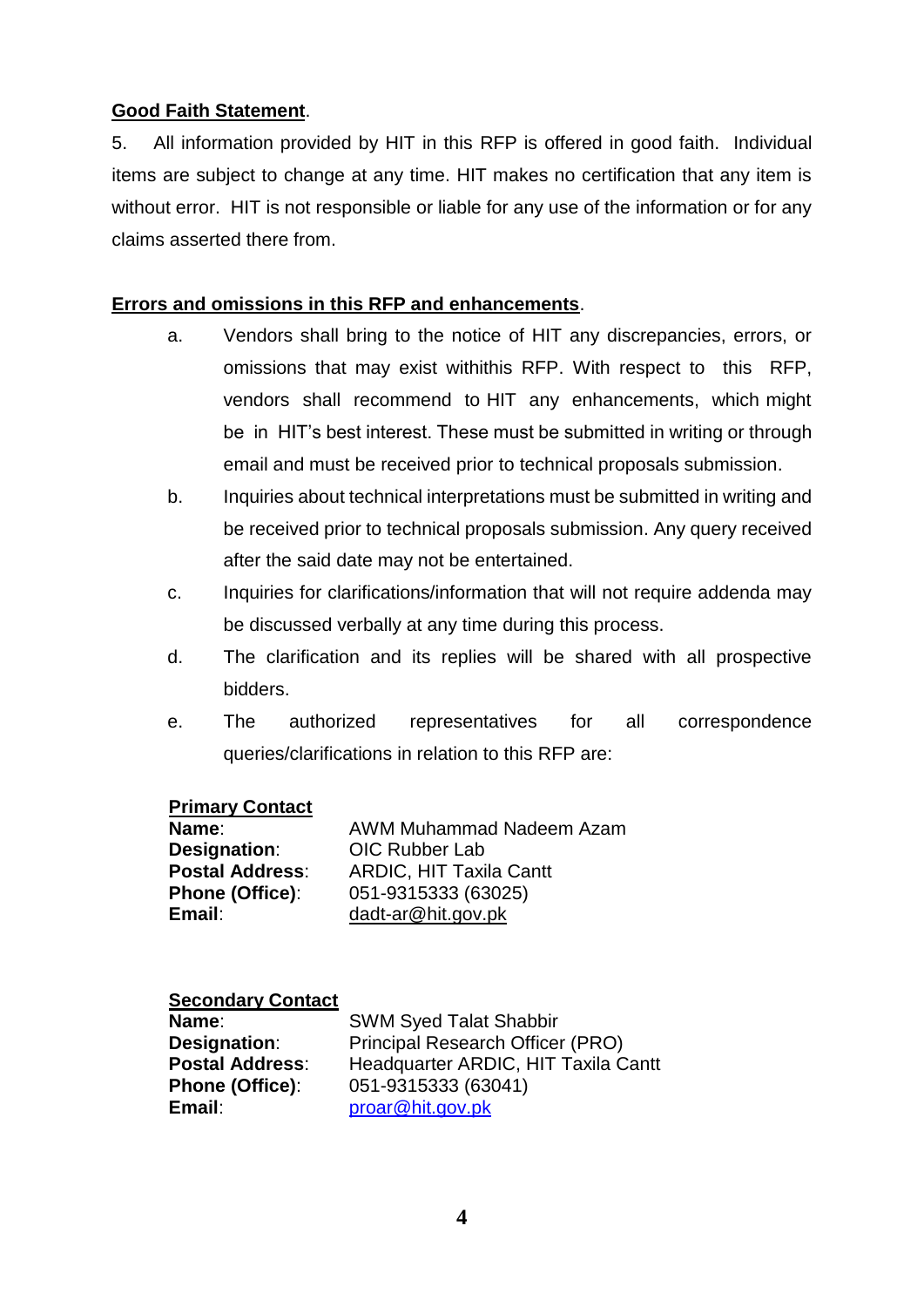**Good Faith Statement**.

5. All information provided by HIT in this RFP is offered in good faith. Individual items are subject to change at any time. HIT makes no certification that any item is without error. HIT is not responsible or liable for any use of the information or for any claims asserted there from.

**Errors and omissions in this RFP and enhancements**.

a. Vendors shall bring to the notice of HIT any discrepancies, errors, or omissions that may exist withithis RFP. With respect to this RFP, vendors shall recommend to HIT any enhancements, which might be in HIT's best interest. These must be submitted in writing or through email and must be received prior to technical proposals submission.

b. Inquiries about technical interpretations must be submitted in writing and be received prior to technical proposals submission. Any query received after the said date may not be entertained.

c. Inquiries for clarifications/information that will not require addenda may be discussed verbally at any time during this process.

d. The clarification and its replies will be shared with all prospective bidders.

e. The authorized representatives for all correspondence queries/clarifications in relation to this RFP are:

**Primary Contact**

**Name**: AWM Muhammad Nadeem Azam
**Designation**: OIC Rubber Lab
**Postal Address**: ARDIC, HIT Taxila Cantt
**Phone (Office)**: 051-9315333 (63025)
**Email**: dadt-ar@hit.gov.pk

**Secondary Contact**

**Name**: SWM Syed Talat Shabbir
**Designation**: Principal Research Officer (PRO)
**Postal Address**: Headquarter ARDIC, HIT Taxila Cantt
**Phone (Office)**: 051-9315333 (63041)
**Email**: proar@hit.gov.pk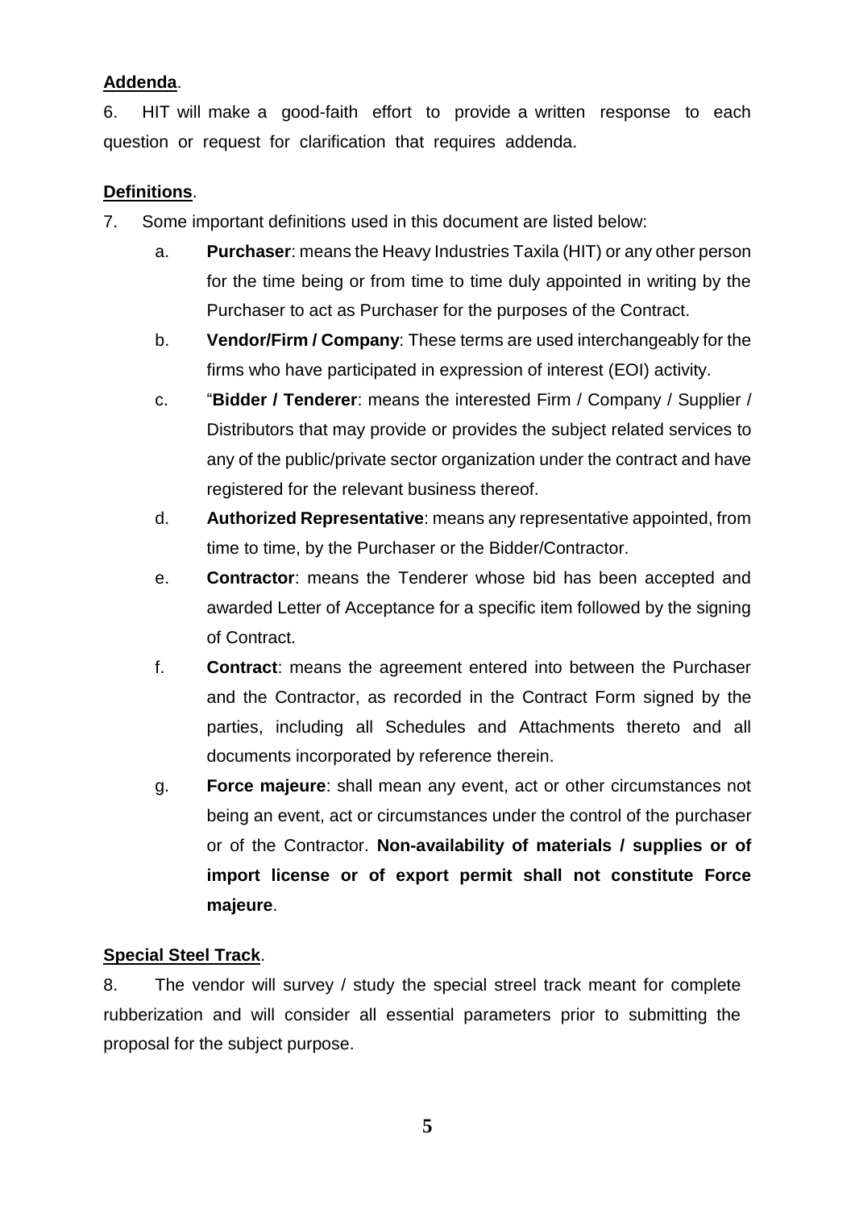**Addenda**.

6. HIT will make a good-faith effort to provide a written response to each question or request for clarification that requires addenda.

**Definitions**.

7. Some important definitions used in this document are listed below:

   a. **Purchaser**: means the Heavy Industries Taxila (HIT) or any other person for the time being or from time to time duly appointed in writing by the Purchaser to act as Purchaser for the purposes of the Contract.

   b. **Vendor/Firm / Company**: These terms are used interchangeably for the firms who have participated in expression of interest (EOI) activity.

   c. "**Bidder / Tenderer**: means the interested Firm / Company / Supplier / Distributors that may provide or provides the subject related services to any of the public/private sector organization under the contract and have registered for the relevant business thereof.

   d. **Authorized Representative**: means any representative appointed, from time to time, by the Purchaser or the Bidder/Contractor.

   e. **Contractor**: means the Tenderer whose bid has been accepted and awarded Letter of Acceptance for a specific item followed by the signing of Contract.

   f. **Contract**: means the agreement entered into between the Purchaser and the Contractor, as recorded in the Contract Form signed by the parties, including all Schedules and Attachments thereto and all documents incorporated by reference therein.

   g. **Force majeure**: shall mean any event, act or other circumstances not being an event, act or circumstances under the control of the purchaser or of the Contractor. **Non-availability of materials / supplies or of import license or of export permit shall not constitute Force majeure**.

**Special Steel Track**.

8. The vendor will survey / study the special streel track meant for complete rubberization and will consider all essential parameters prior to submitting the proposal for the subject purpose.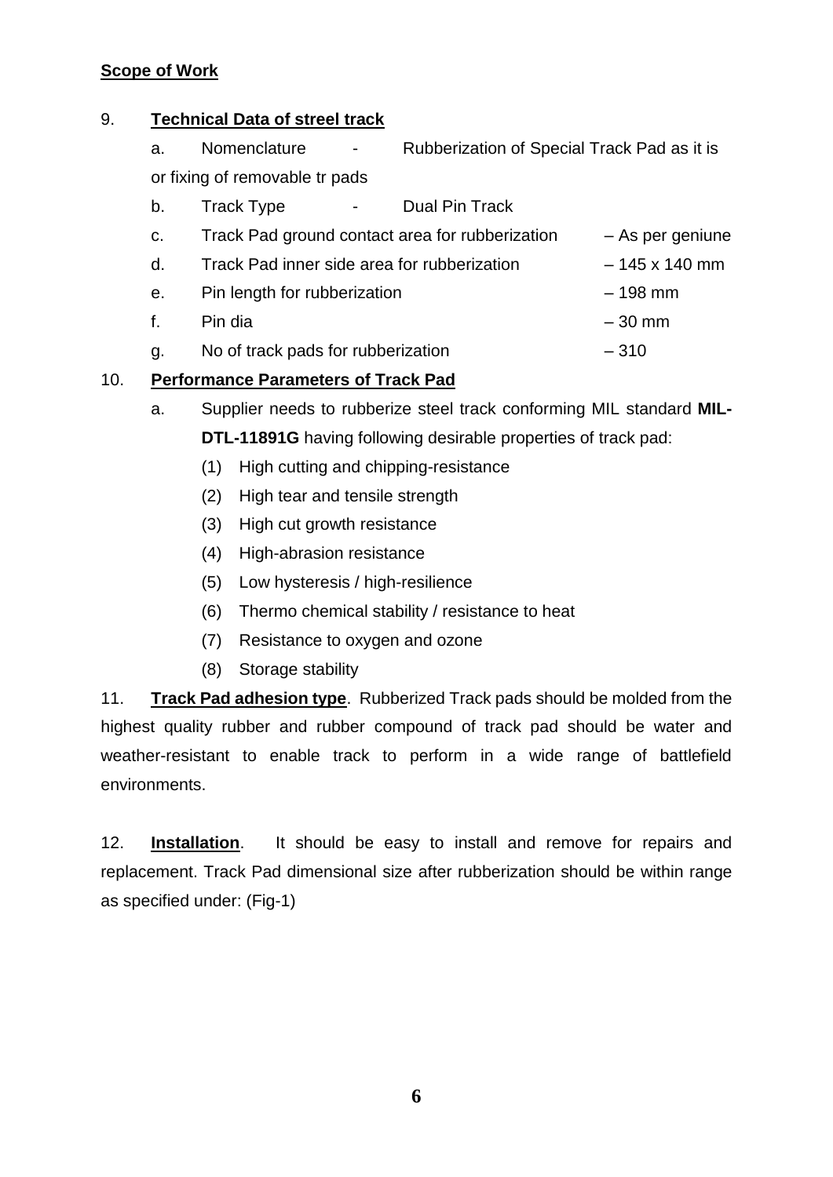**Scope of Work**

9. **Technical Data of streel track**

a. Nomenclature - Rubberization of Special Track Pad as it is or fixing of removable tr pads

b. Track Type - Dual Pin Track

c. Track Pad ground contact area for rubberization – As per geniune

d. Track Pad inner side area for rubberization – 145 x 140 mm

e. Pin length for rubberization – 198 mm

f. Pin dia – 30 mm

g. No of track pads for rubberization – 310

10. **Performance Parameters of Track Pad**

a. Supplier needs to rubberize steel track conforming MIL standard **MIL-DTL-11891G** having following desirable properties of track pad:

(1) High cutting and chipping-resistance

(2) High tear and tensile strength

(3) High cut growth resistance

(4) High-abrasion resistance

(5) Low hysteresis / high-resilience

(6) Thermo chemical stability / resistance to heat

(7) Resistance to oxygen and ozone

(8) Storage stability

11. **Track Pad adhesion type**. Rubberized Track pads should be molded from the highest quality rubber and rubber compound of track pad should be water and weather-resistant to enable track to perform in a wide range of battlefield environments.

12. **Installation**. It should be easy to install and remove for repairs and replacement. Track Pad dimensional size after rubberization should be within range as specified under: (Fig-1)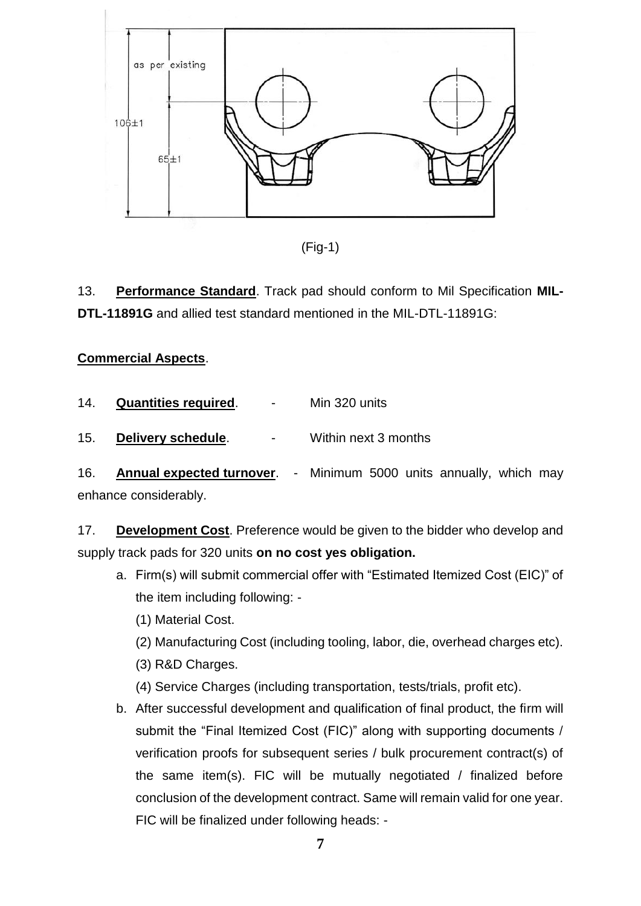as per existing

106±1

65±1

(Fig-1)

13. **Performance Standard**. Track pad should conform to Mil Specification **MIL-DTL-11891G** and allied test standard mentioned in the MIL-DTL-11891G:

**Commercial Aspects**.

14. **Quantities required**. - Min 320 units

15. **Delivery schedule**. - Within next 3 months

16. **Annual expected turnover**. - Minimum 5000 units annually, which may enhance considerably.

17. **Development Cost**. Preference would be given to the bidder who develop and supply track pads for 320 units **on no cost yes obligation.**

a. Firm(s) will submit commercial offer with "Estimated Itemized Cost (EIC)" of the item including following: -

(1) Material Cost.

(2) Manufacturing Cost (including tooling, labor, die, overhead charges etc).

(3) R&D Charges.

(4) Service Charges (including transportation, tests/trials, profit etc).

b. After successful development and qualification of final product, the firm will submit the "Final Itemized Cost (FIC)" along with supporting documents / verification proofs for subsequent series / bulk procurement contract(s) of the same item(s). FIC will be mutually negotiated / finalized before conclusion of the development contract. Same will remain valid for one year. FIC will be finalized under following heads: -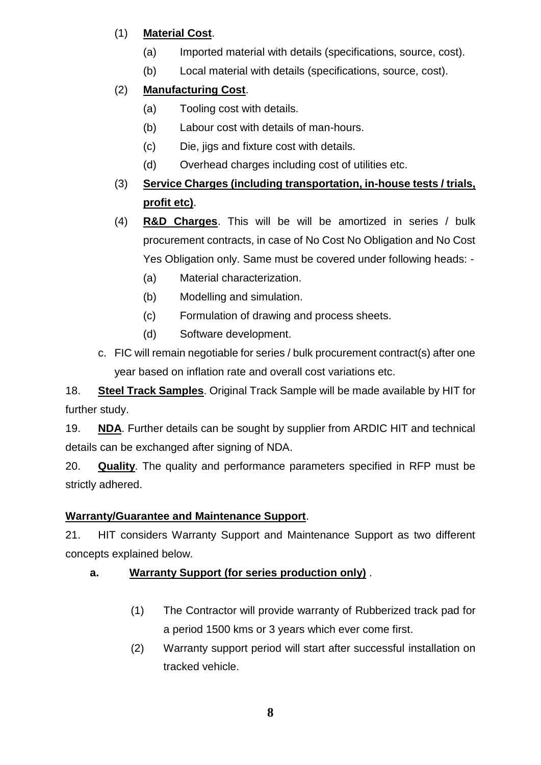(1) **Material Cost**.

(a) Imported material with details (specifications, source, cost).

(b) Local material with details (specifications, source, cost).

(2) **Manufacturing Cost**.

(a) Tooling cost with details.

(b) Labour cost with details of man-hours.

(c) Die, jigs and fixture cost with details.

(d) Overhead charges including cost of utilities etc.

(3) **Service Charges (including transportation, in-house tests / trials, profit etc)**.

(4) **R&D Charges**. This will be will be amortized in series / bulk procurement contracts, in case of No Cost No Obligation and No Cost Yes Obligation only. Same must be covered under following heads: -

(a) Material characterization.

(b) Modelling and simulation.

(c) Formulation of drawing and process sheets.

(d) Software development.

c. FIC will remain negotiable for series / bulk procurement contract(s) after one year based on inflation rate and overall cost variations etc.

18. **Steel Track Samples**. Original Track Sample will be made available by HIT for further study.

19. **NDA**. Further details can be sought by supplier from ARDIC HIT and technical details can be exchanged after signing of NDA.

20. **Quality**. The quality and performance parameters specified in RFP must be strictly adhered.

**Warranty/Guarantee and Maintenance Support**.

21. HIT considers Warranty Support and Maintenance Support as two different concepts explained below.

**a. Warranty Support (for series production only)** .

(1) The Contractor will provide warranty of Rubberized track pad for a period 1500 kms or 3 years which ever come first.

(2) Warranty support period will start after successful installation on tracked vehicle.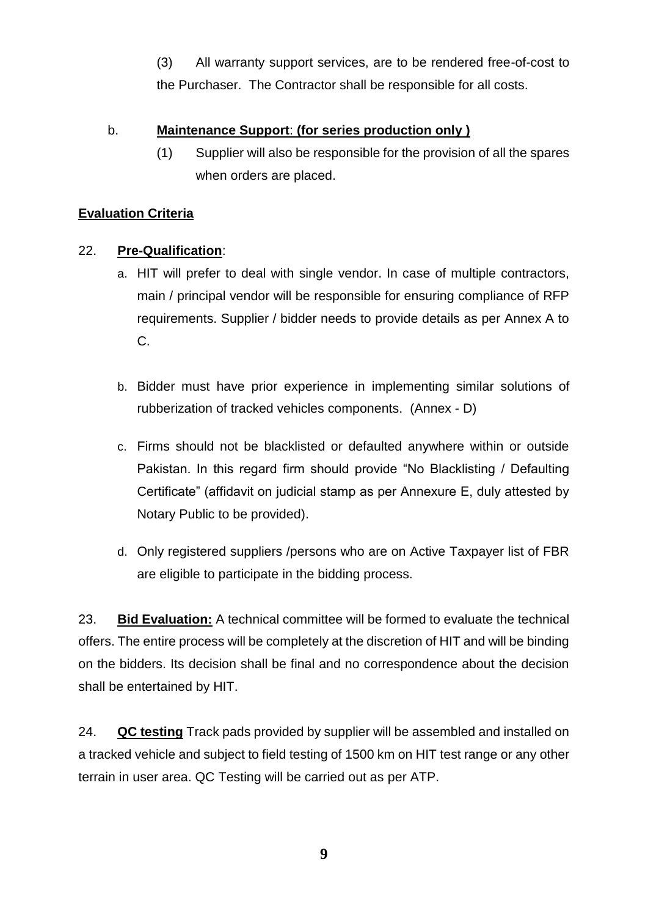(3) All warranty support services, are to be rendered free-of-cost to the Purchaser. The Contractor shall be responsible for all costs.

b. **Maintenance Support**: **(for series production only )**

(1) Supplier will also be responsible for the provision of all the spares when orders are placed.

**Evaluation Criteria**

22. **Pre-Qualification**:

a. HIT will prefer to deal with single vendor. In case of multiple contractors, main / principal vendor will be responsible for ensuring compliance of RFP requirements. Supplier / bidder needs to provide details as per Annex A to C.

b. Bidder must have prior experience in implementing similar solutions of rubberization of tracked vehicles components. (Annex - D)

c. Firms should not be blacklisted or defaulted anywhere within or outside Pakistan. In this regard firm should provide "No Blacklisting / Defaulting Certificate" (affidavit on judicial stamp as per Annexure E, duly attested by Notary Public to be provided).

d. Only registered suppliers /persons who are on Active Taxpayer list of FBR are eligible to participate in the bidding process.

23. **Bid Evaluation:** A technical committee will be formed to evaluate the technical offers. The entire process will be completely at the discretion of HIT and will be binding on the bidders. Its decision shall be final and no correspondence about the decision shall be entertained by HIT.

24. **QC testing** Track pads provided by supplier will be assembled and installed on a tracked vehicle and subject to field testing of 1500 km on HIT test range or any other terrain in user area. QC Testing will be carried out as per ATP.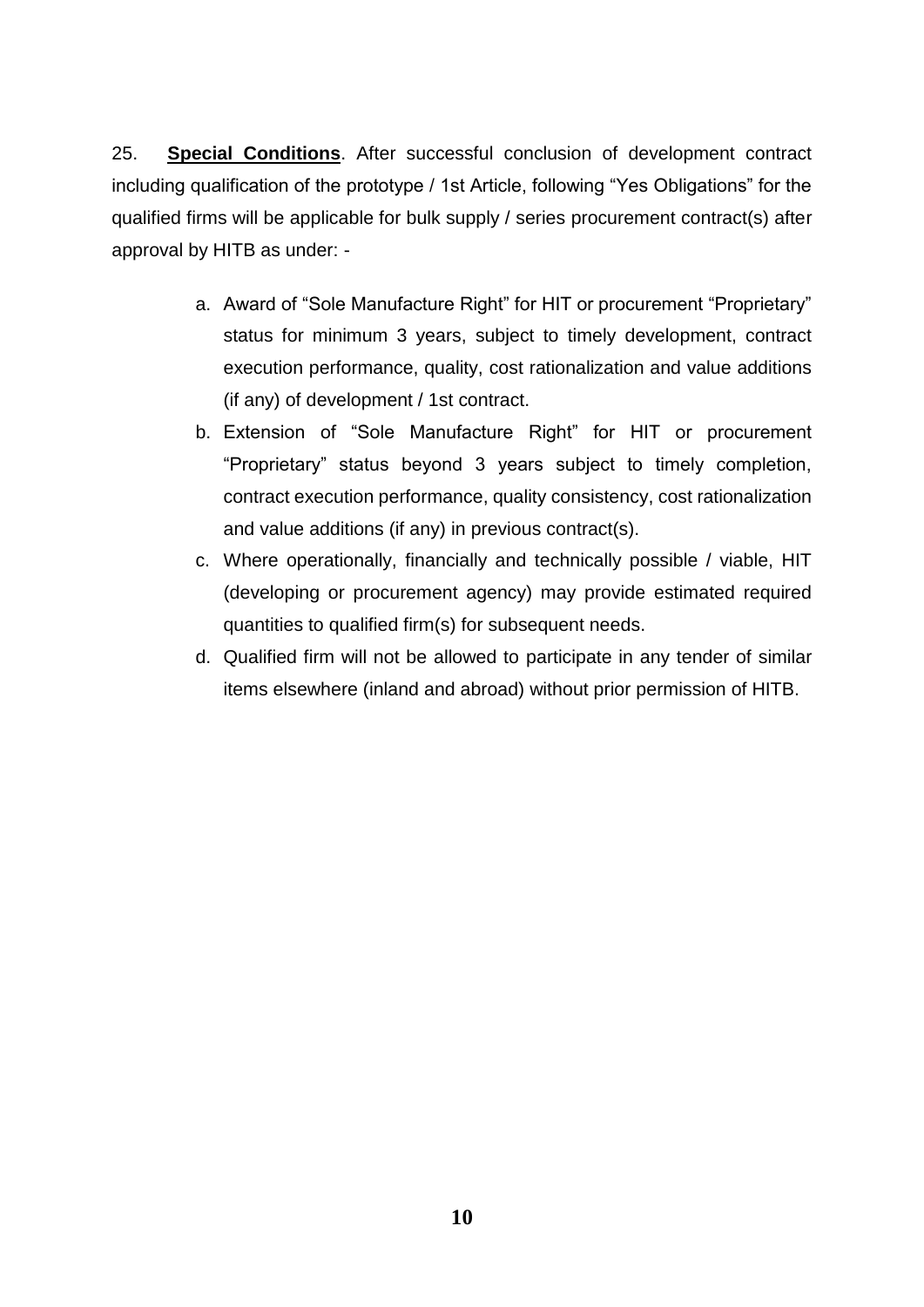25. **Special Conditions**. After successful conclusion of development contract including qualification of the prototype / 1st Article, following "Yes Obligations" for the qualified firms will be applicable for bulk supply / series procurement contract(s) after approval by HITB as under: -

a. Award of "Sole Manufacture Right" for HIT or procurement "Proprietary" status for minimum 3 years, subject to timely development, contract execution performance, quality, cost rationalization and value additions (if any) of development / 1st contract.
b. Extension of "Sole Manufacture Right" for HIT or procurement "Proprietary" status beyond 3 years subject to timely completion, contract execution performance, quality consistency, cost rationalization and value additions (if any) in previous contract(s).
c. Where operationally, financially and technically possible / viable, HIT (developing or procurement agency) may provide estimated required quantities to qualified firm(s) for subsequent needs.
d. Qualified firm will not be allowed to participate in any tender of similar items elsewhere (inland and abroad) without prior permission of HITB.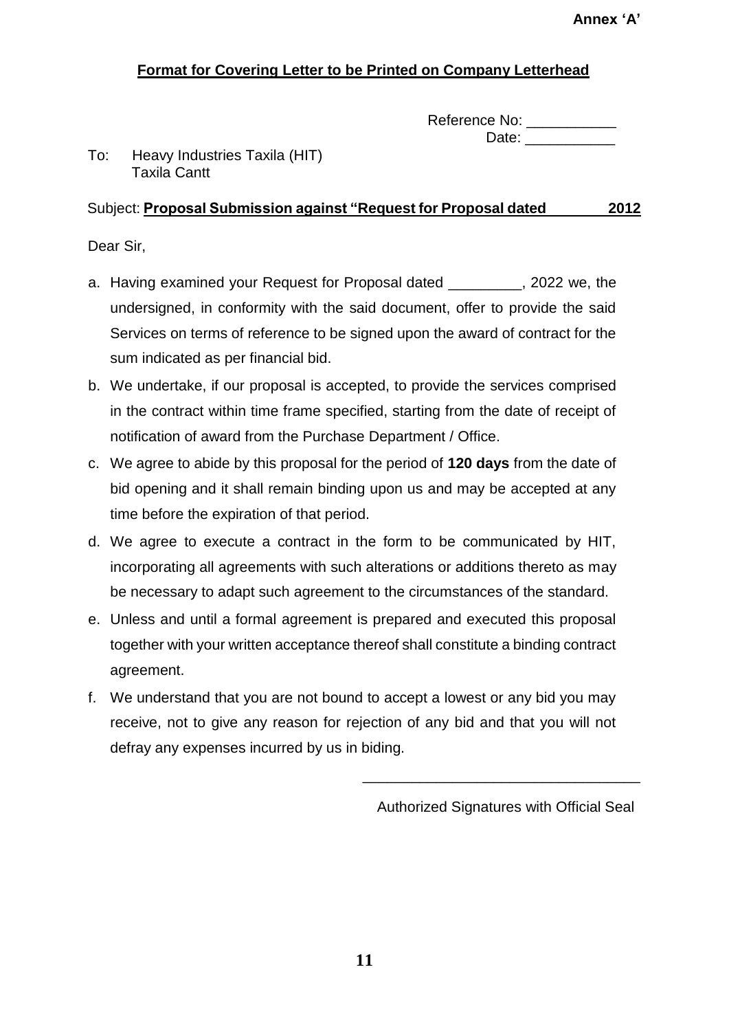**Annex 'A'**

**Format for Covering Letter to be Printed on Company Letterhead**

Reference No: ___________
Date: ___________

To: Heavy Industries Taxila (HIT)
Taxila Cantt

Subject: **Proposal Submission against "Request for Proposal dated 2012**

Dear Sir,

a. Having examined your Request for Proposal dated _________, 2022 we, the undersigned, in conformity with the said document, offer to provide the said Services on terms of reference to be signed upon the award of contract for the sum indicated as per financial bid.

b. We undertake, if our proposal is accepted, to provide the services comprised in the contract within time frame specified, starting from the date of receipt of notification of award from the Purchase Department / Office.

c. We agree to abide by this proposal for the period of **120 days** from the date of bid opening and it shall remain binding upon us and may be accepted at any time before the expiration of that period.

d. We agree to execute a contract in the form to be communicated by HIT, incorporating all agreements with such alterations or additions thereto as may be necessary to adapt such agreement to the circumstances of the standard.

e. Unless and until a formal agreement is prepared and executed this proposal together with your written acceptance thereof shall constitute a binding contract agreement.

f. We understand that you are not bound to accept a lowest or any bid you may receive, not to give any reason for rejection of any bid and that you will not defray any expenses incurred by us in biding.

__________________________________

Authorized Signatures with Official Seal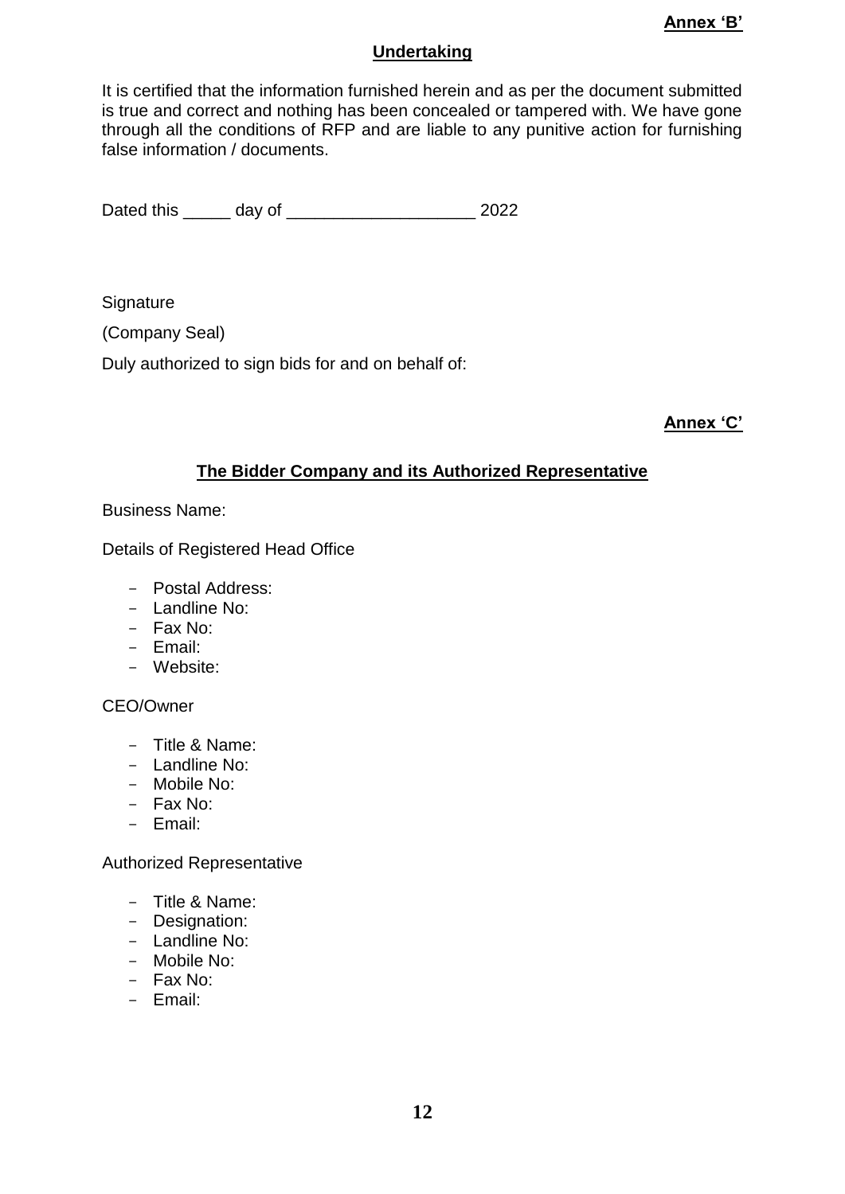**Annex 'B'**

## Undertaking

It is certified that the information furnished herein and as per the document submitted is true and correct and nothing has been concealed or tampered with. We have gone through all the conditions of RFP and are liable to any punitive action for furnishing false information / documents.

Dated this _____ day of ____________________ 2022

Signature

(Company Seal)

Duly authorized to sign bids for and on behalf of:

**Annex 'C'**

## The Bidder Company and its Authorized Representative

Business Name:

Details of Registered Head Office

- Postal Address:
- Landline No:
- Fax No:
- Email:
- Website:

CEO/Owner

- Title & Name:
- Landline No:
- Mobile No:
- Fax No:
- Email:

Authorized Representative

- Title & Name:
- Designation:
- Landline No:
- Mobile No:
- Fax No:
- Email: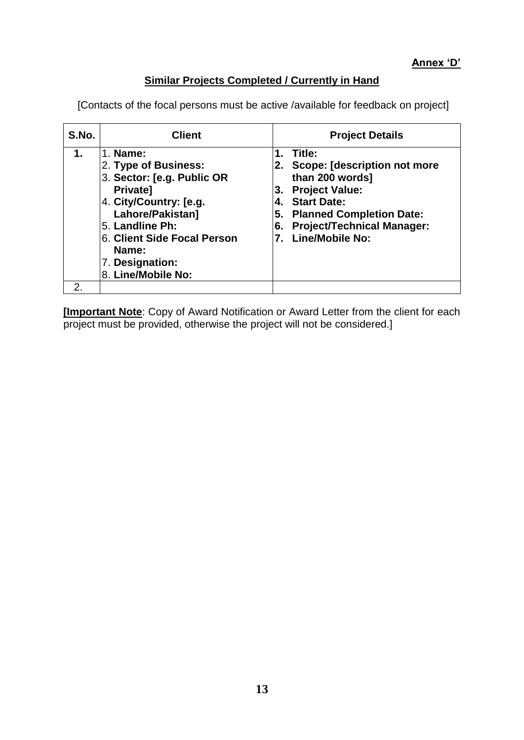**Annex 'D'**

## Similar Projects Completed / Currently in Hand

[Contacts of the focal persons must be active /available for feedback on project]

| S.No. | Client | Project Details |
|---|---|---|
| **1.** | 1. **Name:**<br>2. **Type of Business:**<br>3. **Sector: [e.g. Public OR Private]**<br>4. **City/Country: [e.g. Lahore/Pakistan]**<br>5. **Landline Ph:**<br>6. **Client Side Focal Person Name:**<br>7. **Designation:**<br>8. **Line/Mobile No:** | **1. Title:**<br>**2. Scope: [description not more than 200 words]**<br>**3. Project Value:**<br>**4. Start Date:**<br>**5. Planned Completion Date:**<br>**6. Project/Technical Manager:**<br>**7. Line/Mobile No:** |
| 2. | | |

**[Important Note**: Copy of Award Notification or Award Letter from the client for each project must be provided, otherwise the project will not be considered.]